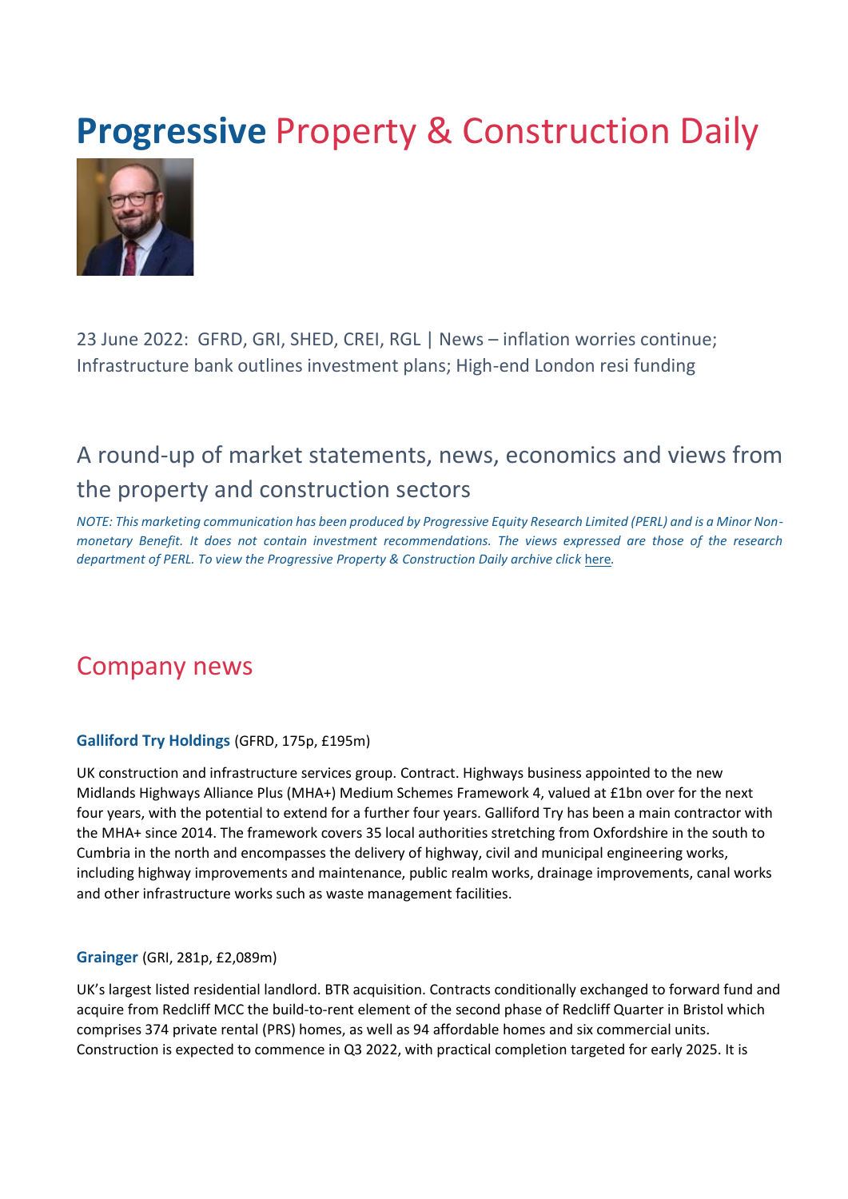# **Progressive** Property & Construction Daily

23 June 2022: GFRD, GRI, SHED, CREI, RGL | News – inflation worries continue; Infrastructure bank outlines investment plans; High-end London resi funding

## A round-up of market statements, news, economics and views from the property and construction sectors

*NOTE: This marketing communication has been produced by Progressive Equity Research Limited (PERL) and is a Minor Non-monetary Benefit. It does not contain investment recommendations. The views expressed are those of the research department of PERL. To view the Progressive Property & Construction Daily archive click here.*

## Company news

**Galliford Try Holdings** (GFRD, 175p, £195m)

UK construction and infrastructure services group. Contract. Highways business appointed to the new Midlands Highways Alliance Plus (MHA+) Medium Schemes Framework 4, valued at £1bn over for the next four years, with the potential to extend for a further four years. Galliford Try has been a main contractor with the MHA+ since 2014. The framework covers 35 local authorities stretching from Oxfordshire in the south to Cumbria in the north and encompasses the delivery of highway, civil and municipal engineering works, including highway improvements and maintenance, public realm works, drainage improvements, canal works and other infrastructure works such as waste management facilities.

**Grainger** (GRI, 281p, £2,089m)

UK's largest listed residential landlord. BTR acquisition. Contracts conditionally exchanged to forward fund and acquire from Redcliff MCC the build-to-rent element of the second phase of Redcliff Quarter in Bristol which comprises 374 private rental (PRS) homes, as well as 94 affordable homes and six commercial units. Construction is expected to commence in Q3 2022, with practical completion targeted for early 2025. It is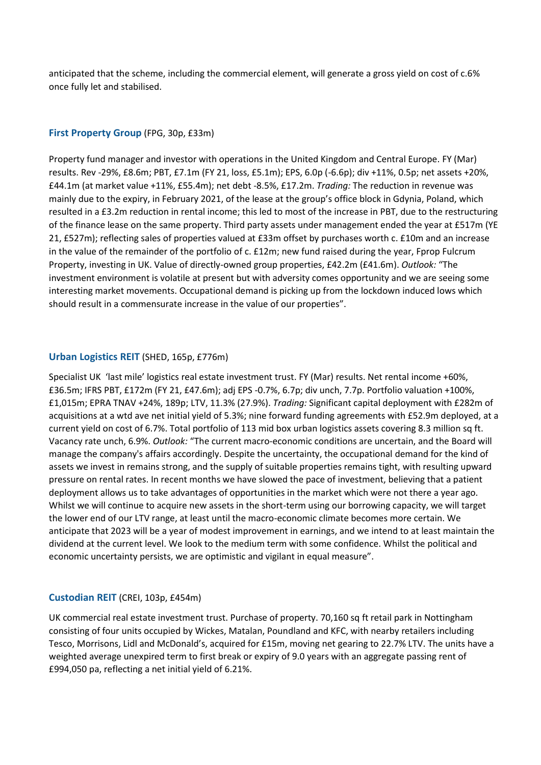anticipated that the scheme, including the commercial element, will generate a gross yield on cost of c.6% once fully let and stabilised.

### First Property Group (FPG, 30p, £33m)

Property fund manager and investor with operations in the United Kingdom and Central Europe. FY (Mar) results. Rev -29%, £8.6m; PBT, £7.1m (FY 21, loss, £5.1m); EPS, 6.0p (-6.6p); div +11%, 0.5p; net assets +20%, £44.1m (at market value +11%, £55.4m); net debt -8.5%, £17.2m. *Trading:* The reduction in revenue was mainly due to the expiry, in February 2021, of the lease at the group's office block in Gdynia, Poland, which resulted in a £3.2m reduction in rental income; this led to most of the increase in PBT, due to the restructuring of the finance lease on the same property. Third party assets under management ended the year at £517m (YE 21, £527m); reflecting sales of properties valued at £33m offset by purchases worth c. £10m and an increase in the value of the remainder of the portfolio of c. £12m; new fund raised during the year, Fprop Fulcrum Property, investing in UK. Value of directly-owned group properties, £42.2m (£41.6m). *Outlook:* "The investment environment is volatile at present but with adversity comes opportunity and we are seeing some interesting market movements. Occupational demand is picking up from the lockdown induced lows which should result in a commensurate increase in the value of our properties".

### Urban Logistics REIT (SHED, 165p, £776m)

Specialist UK 'last mile' logistics real estate investment trust. FY (Mar) results. Net rental income +60%, £36.5m; IFRS PBT, £172m (FY 21, £47.6m); adj EPS -0.7%, 6.7p; div unch, 7.7p. Portfolio valuation +100%, £1,015m; EPRA TNAV +24%, 189p; LTV, 11.3% (27.9%). *Trading:* Significant capital deployment with £282m of acquisitions at a wtd ave net initial yield of 5.3%; nine forward funding agreements with £52.9m deployed, at a current yield on cost of 6.7%. Total portfolio of 113 mid box urban logistics assets covering 8.3 million sq ft. Vacancy rate unch, 6.9%. *Outlook:* "The current macro-economic conditions are uncertain, and the Board will manage the company's affairs accordingly. Despite the uncertainty, the occupational demand for the kind of assets we invest in remains strong, and the supply of suitable properties remains tight, with resulting upward pressure on rental rates. In recent months we have slowed the pace of investment, believing that a patient deployment allows us to take advantages of opportunities in the market which were not there a year ago. Whilst we will continue to acquire new assets in the short-term using our borrowing capacity, we will target the lower end of our LTV range, at least until the macro-economic climate becomes more certain. We anticipate that 2023 will be a year of modest improvement in earnings, and we intend to at least maintain the dividend at the current level. We look to the medium term with some confidence. Whilst the political and economic uncertainty persists, we are optimistic and vigilant in equal measure".

### Custodian REIT (CREI, 103p, £454m)

UK commercial real estate investment trust. Purchase of property. 70,160 sq ft retail park in Nottingham consisting of four units occupied by Wickes, Matalan, Poundland and KFC, with nearby retailers including Tesco, Morrisons, Lidl and McDonald's, acquired for £15m, moving net gearing to 22.7% LTV. The units have a weighted average unexpired term to first break or expiry of 9.0 years with an aggregate passing rent of £994,050 pa, reflecting a net initial yield of 6.21%.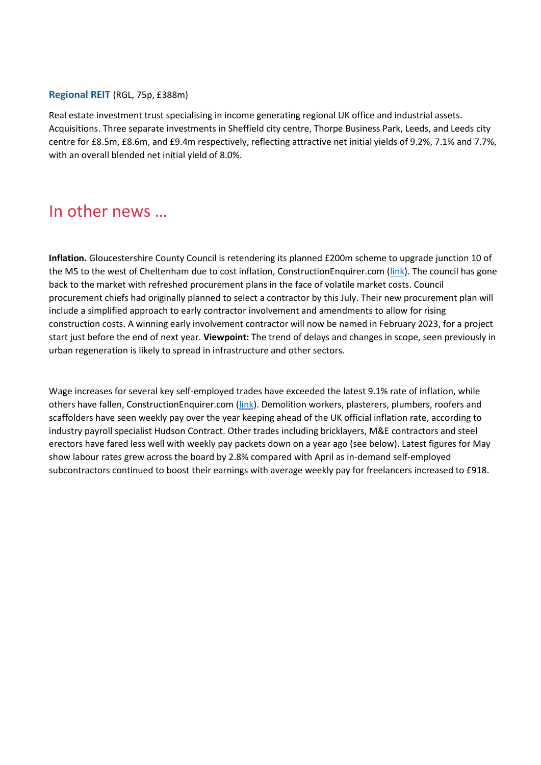**Regional REIT** (RGL, 75p, £388m)

Real estate investment trust specialising in income generating regional UK office and industrial assets. Acquisitions. Three separate investments in Sheffield city centre, Thorpe Business Park, Leeds, and Leeds city centre for £8.5m, £8.6m, and £9.4m respectively, reflecting attractive net initial yields of 9.2%, 7.1% and 7.7%, with an overall blended net initial yield of 8.0%.

# In other news …

**Inflation.** Gloucestershire County Council is retendering its planned £200m scheme to upgrade junction 10 of the M5 to the west of Cheltenham due to cost inflation, ConstructionEnquirer.com (link). The council has gone back to the market with refreshed procurement plans in the face of volatile market costs. Council procurement chiefs had originally planned to select a contractor by this July. Their new procurement plan will include a simplified approach to early contractor involvement and amendments to allow for rising construction costs. A winning early involvement contractor will now be named in February 2023, for a project start just before the end of next year. **Viewpoint:** The trend of delays and changes in scope, seen previously in urban regeneration is likely to spread in infrastructure and other sectors.

Wage increases for several key self-employed trades have exceeded the latest 9.1% rate of inflation, while others have fallen, ConstructionEnquirer.com (link). Demolition workers, plasterers, plumbers, roofers and scaffolders have seen weekly pay over the year keeping ahead of the UK official inflation rate, according to industry payroll specialist Hudson Contract. Other trades including bricklayers, M&E contractors and steel erectors have fared less well with weekly pay packets down on a year ago (see below). Latest figures for May show labour rates grew across the board by 2.8% compared with April as in-demand self-employed subcontractors continued to boost their earnings with average weekly pay for freelancers increased to £918.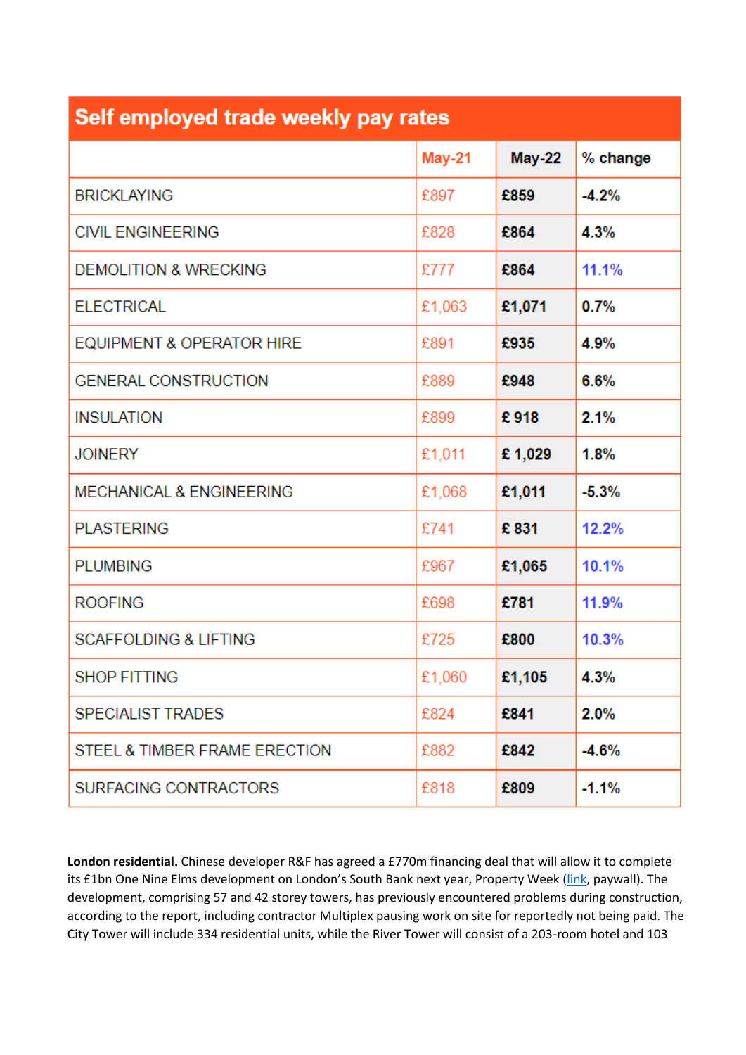| Self employed trade weekly pay rates | | | |
|---|---|---|---|
| | May-21 | May-22 | % change |
| BRICKLAYING | £897 | £859 | -4.2% |
| CIVIL ENGINEERING | £828 | £864 | 4.3% |
| DEMOLITION & WRECKING | £777 | £864 | 11.1% |
| ELECTRICAL | £1,063 | £1,071 | 0.7% |
| EQUIPMENT & OPERATOR HIRE | £891 | £935 | 4.9% |
| GENERAL CONSTRUCTION | £889 | £948 | 6.6% |
| INSULATION | £899 | £ 918 | 2.1% |
| JOINERY | £1,011 | £ 1,029 | 1.8% |
| MECHANICAL & ENGINEERING | £1,068 | £1,011 | -5.3% |
| PLASTERING | £741 | £ 831 | 12.2% |
| PLUMBING | £967 | £1,065 | 10.1% |
| ROOFING | £698 | £781 | 11.9% |
| SCAFFOLDING & LIFTING | £725 | £800 | 10.3% |
| SHOP FITTING | £1,060 | £1,105 | 4.3% |
| SPECIALIST TRADES | £824 | £841 | 2.0% |
| STEEL & TIMBER FRAME ERECTION | £882 | £842 | -4.6% |
| SURFACING CONTRACTORS | £818 | £809 | -1.1% |

**London residential.** Chinese developer R&F has agreed a £770m financing deal that will allow it to complete its £1bn One Nine Elms development on London's South Bank next year, Property Week (link, paywall). The development, comprising 57 and 42 storey towers, has previously encountered problems during construction, according to the report, including contractor Multiplex pausing work on site for reportedly not being paid. The City Tower will include 334 residential units, while the River Tower will consist of a 203-room hotel and 103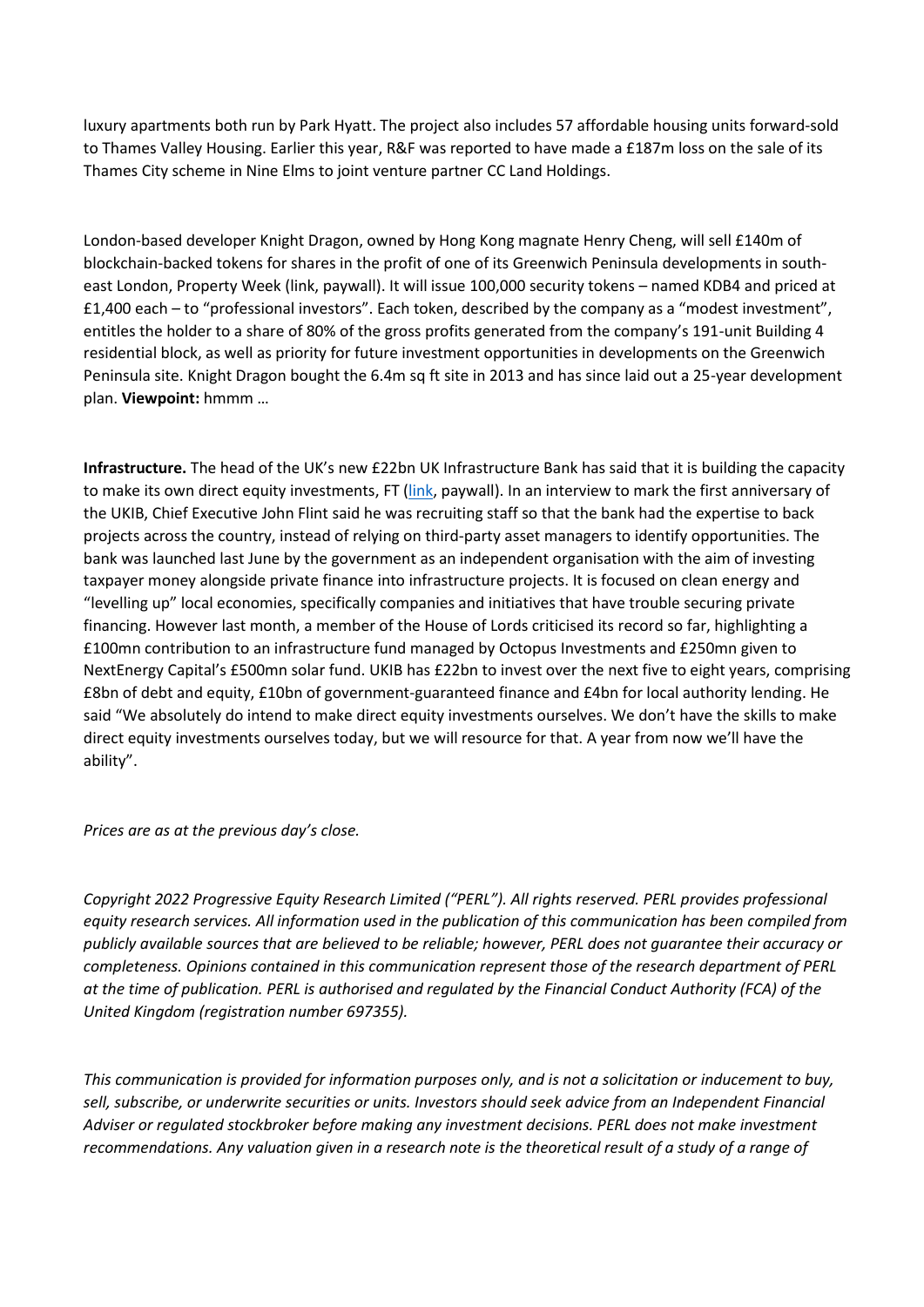luxury apartments both run by Park Hyatt. The project also includes 57 affordable housing units forward-sold to Thames Valley Housing. Earlier this year, R&F was reported to have made a £187m loss on the sale of its Thames City scheme in Nine Elms to joint venture partner CC Land Holdings.

London-based developer Knight Dragon, owned by Hong Kong magnate Henry Cheng, will sell £140m of blockchain-backed tokens for shares in the profit of one of its Greenwich Peninsula developments in south-east London, Property Week (link, paywall). It will issue 100,000 security tokens – named KDB4 and priced at £1,400 each – to "professional investors". Each token, described by the company as a "modest investment", entitles the holder to a share of 80% of the gross profits generated from the company's 191-unit Building 4 residential block, as well as priority for future investment opportunities in developments on the Greenwich Peninsula site. Knight Dragon bought the 6.4m sq ft site in 2013 and has since laid out a 25-year development plan. **Viewpoint:** hmmm …

**Infrastructure.** The head of the UK's new £22bn UK Infrastructure Bank has said that it is building the capacity to make its own direct equity investments, FT (link, paywall). In an interview to mark the first anniversary of the UKIB, Chief Executive John Flint said he was recruiting staff so that the bank had the expertise to back projects across the country, instead of relying on third-party asset managers to identify opportunities. The bank was launched last June by the government as an independent organisation with the aim of investing taxpayer money alongside private finance into infrastructure projects. It is focused on clean energy and "levelling up" local economies, specifically companies and initiatives that have trouble securing private financing. However last month, a member of the House of Lords criticised its record so far, highlighting a £100mn contribution to an infrastructure fund managed by Octopus Investments and £250mn given to NextEnergy Capital's £500mn solar fund. UKIB has £22bn to invest over the next five to eight years, comprising £8bn of debt and equity, £10bn of government-guaranteed finance and £4bn for local authority lending. He said "We absolutely do intend to make direct equity investments ourselves. We don't have the skills to make direct equity investments ourselves today, but we will resource for that. A year from now we'll have the ability".

*Prices are as at the previous day's close.*

*Copyright 2022 Progressive Equity Research Limited ("PERL"). All rights reserved. PERL provides professional equity research services. All information used in the publication of this communication has been compiled from publicly available sources that are believed to be reliable; however, PERL does not guarantee their accuracy or completeness. Opinions contained in this communication represent those of the research department of PERL at the time of publication. PERL is authorised and regulated by the Financial Conduct Authority (FCA) of the United Kingdom (registration number 697355).*

*This communication is provided for information purposes only, and is not a solicitation or inducement to buy, sell, subscribe, or underwrite securities or units. Investors should seek advice from an Independent Financial Adviser or regulated stockbroker before making any investment decisions. PERL does not make investment recommendations. Any valuation given in a research note is the theoretical result of a study of a range of*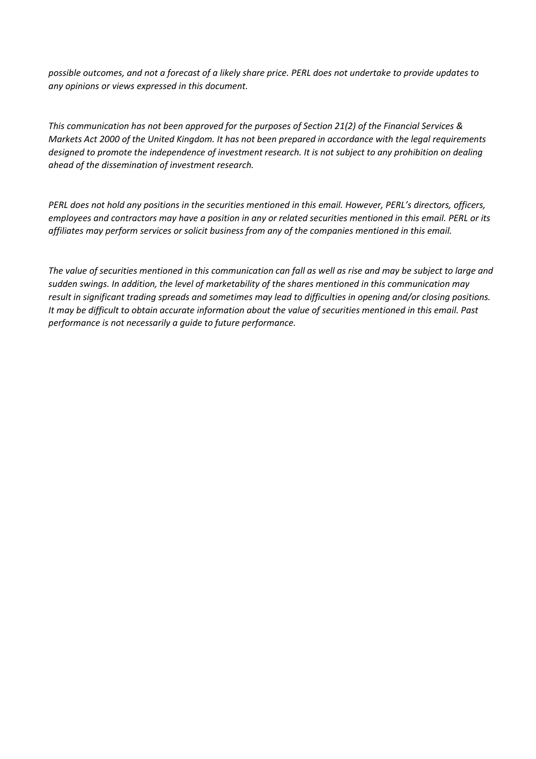*possible outcomes, and not a forecast of a likely share price. PERL does not undertake to provide updates to any opinions or views expressed in this document.*

*This communication has not been approved for the purposes of Section 21(2) of the Financial Services & Markets Act 2000 of the United Kingdom. It has not been prepared in accordance with the legal requirements designed to promote the independence of investment research. It is not subject to any prohibition on dealing ahead of the dissemination of investment research.*

*PERL does not hold any positions in the securities mentioned in this email. However, PERL's directors, officers, employees and contractors may have a position in any or related securities mentioned in this email. PERL or its affiliates may perform services or solicit business from any of the companies mentioned in this email.*

*The value of securities mentioned in this communication can fall as well as rise and may be subject to large and sudden swings. In addition, the level of marketability of the shares mentioned in this communication may result in significant trading spreads and sometimes may lead to difficulties in opening and/or closing positions. It may be difficult to obtain accurate information about the value of securities mentioned in this email. Past performance is not necessarily a guide to future performance.*